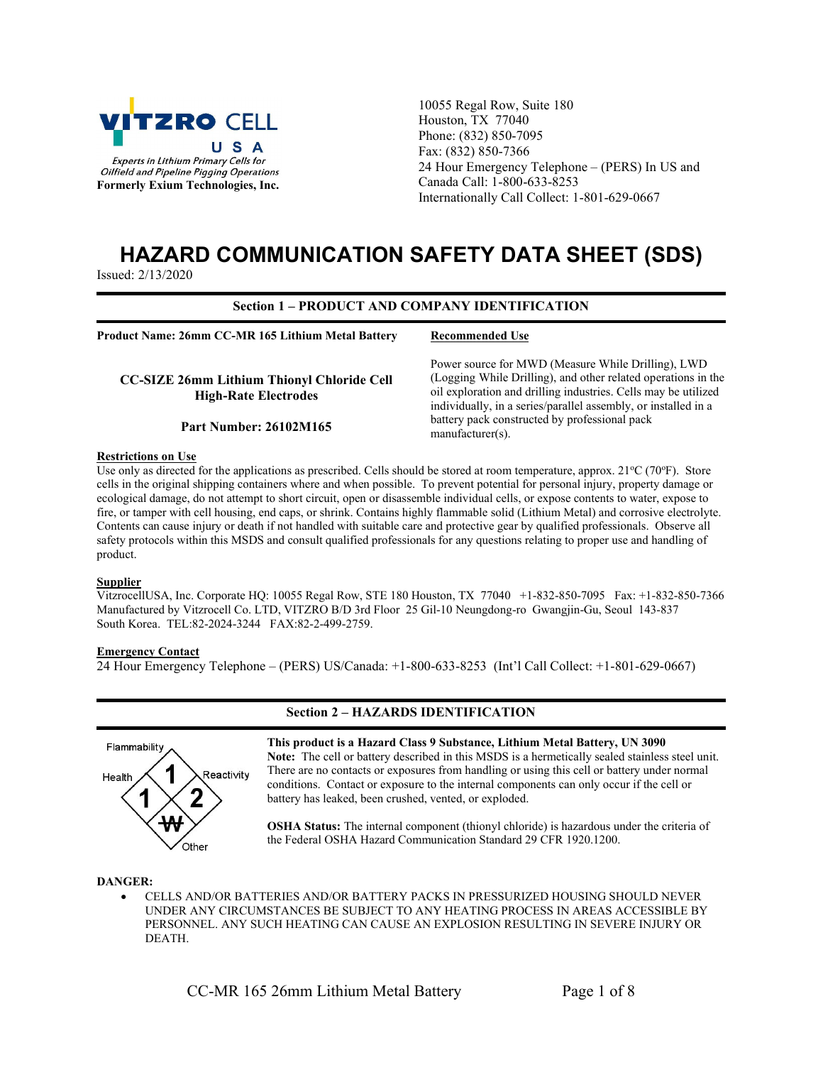**VITZRO CELL USA**

*Experts in Lithium Primary Cells for Oilfield and Pipeline Pigging Operations*

**Formerly Exium Technologies, Inc.**

10055 Regal Row, Suite 180
Houston, TX 77040
Phone: (832) 850-7095
Fax: (832) 850-7366
24 Hour Emergency Telephone – (PERS) In US and Canada Call: 1-800-633-8253
Internationally Call Collect: 1-801-629-0667

# HAZARD COMMUNICATION SAFETY DATA SHEET (SDS)

Issued: 2/13/2020

## Section 1 – PRODUCT AND COMPANY IDENTIFICATION

**Product Name: 26mm CC-MR 165 Lithium Metal Battery**

**CC-SIZE 26mm Lithium Thionyl Chloride Cell High-Rate Electrodes**

**Part Number: 26102M165**

**Recommended Use**

Power source for MWD (Measure While Drilling), LWD (Logging While Drilling), and other related operations in the oil exploration and drilling industries. Cells may be utilized individually, in a series/parallel assembly, or installed in a battery pack constructed by professional pack manufacturer(s).

**Restrictions on Use**

Use only as directed for the applications as prescribed. Cells should be stored at room temperature, approx. 21ºC (70ºF). Store cells in the original shipping containers where and when possible. To prevent potential for personal injury, property damage or ecological damage, do not attempt to short circuit, open or disassemble individual cells, or expose contents to water, expose to fire, or tamper with cell housing, end caps, or shrink. Contains highly flammable solid (Lithium Metal) and corrosive electrolyte. Contents can cause injury or death if not handled with suitable care and protective gear by qualified professionals. Observe all safety protocols within this MSDS and consult qualified professionals for any questions relating to proper use and handling of product.

**Supplier**

VitzrocellUSA, Inc. Corporate HQ: 10055 Regal Row, STE 180 Houston, TX 77040 +1-832-850-7095 Fax: +1-832-850-7366
Manufactured by Vitzrocell Co. LTD, VITZRO B/D 3rd Floor 25 Gil-10 Neungdong-ro Gwangjin-Gu, Seoul 143-837 South Korea. TEL:82-2024-3244 FAX:82-2-499-2759.

**Emergency Contact**

24 Hour Emergency Telephone – (PERS) US/Canada: +1-800-633-8253 (Int'l Call Collect: +1-801-629-0667)

## Section 2 – HAZARDS IDENTIFICATION

| Flammability | Health | Reactivity | Other |
|---|---|---|---|
| 1 | 1 | 2 | W (struck through) |

**This product is a Hazard Class 9 Substance, Lithium Metal Battery, UN 3090**

**Note:** The cell or battery described in this MSDS is a hermetically sealed stainless steel unit. There are no contacts or exposures from handling or using this cell or battery under normal conditions. Contact or exposure to the internal components can only occur if the cell or battery has leaked, been crushed, vented, or exploded.

**OSHA Status:** The internal component (thionyl chloride) is hazardous under the criteria of the Federal OSHA Hazard Communication Standard 29 CFR 1920.1200.

**DANGER:**

- CELLS AND/OR BATTERIES AND/OR BATTERY PACKS IN PRESSURIZED HOUSING SHOULD NEVER UNDER ANY CIRCUMSTANCES BE SUBJECT TO ANY HEATING PROCESS IN AREAS ACCESSIBLE BY PERSONNEL. ANY SUCH HEATING CAN CAUSE AN EXPLOSION RESULTING IN SEVERE INJURY OR DEATH.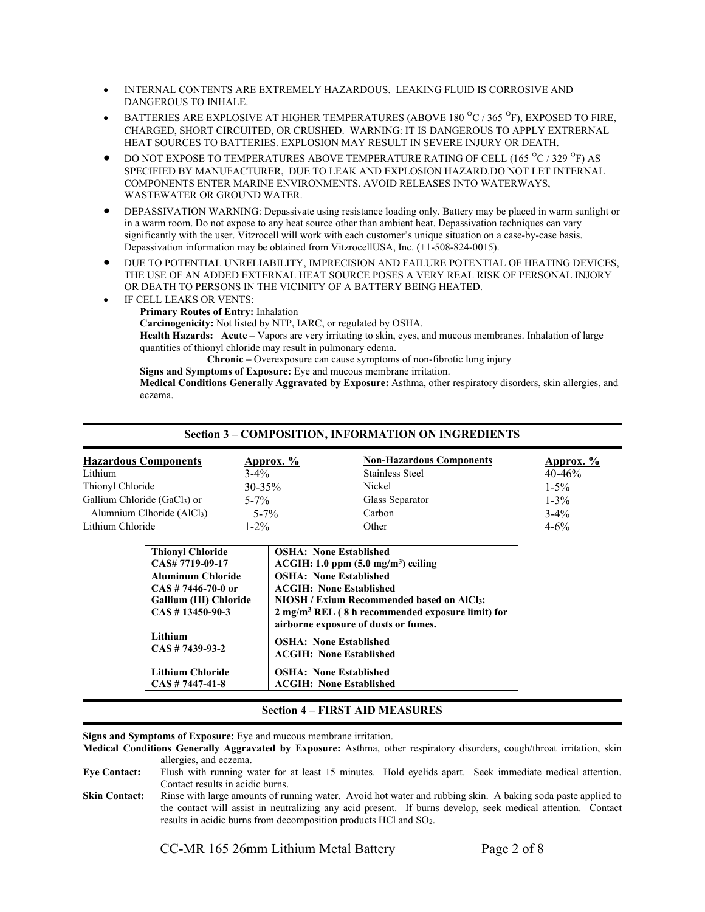- INTERNAL CONTENTS ARE EXTREMELY HAZARDOUS. LEAKING FLUID IS CORROSIVE AND DANGEROUS TO INHALE.
- BATTERIES ARE EXPLOSIVE AT HIGHER TEMPERATURES (ABOVE 180 °C / 365 °F), EXPOSED TO FIRE, CHARGED, SHORT CIRCUITED, OR CRUSHED. WARNING: IT IS DANGEROUS TO APPLY EXTRERNAL HEAT SOURCES TO BATTERIES. EXPLOSION MAY RESULT IN SEVERE INJURY OR DEATH.
- DO NOT EXPOSE TO TEMPERATURES ABOVE TEMPERATURE RATING OF CELL (165 °C / 329 °F) AS SPECIFIED BY MANUFACTURER, DUE TO LEAK AND EXPLOSION HAZARD.DO NOT LET INTERNAL COMPONENTS ENTER MARINE ENVIRONMENTS. AVOID RELEASES INTO WATERWAYS, WASTEWATER OR GROUND WATER.
- DEPASSIVATION WARNING: Depassivate using resistance loading only. Battery may be placed in warm sunlight or in a warm room. Do not expose to any heat source other than ambient heat. Depassivation techniques can vary significantly with the user. Vitzrocell will work with each customer's unique situation on a case-by-case basis. Depassivation information may be obtained from VitzrocellUSA, Inc. (+1-508-824-0015).
- DUE TO POTENTIAL UNRELIABILITY, IMPRECISION AND FAILURE POTENTIAL OF HEATING DEVICES, THE USE OF AN ADDED EXTERNAL HEAT SOURCE POSES A VERY REAL RISK OF PERSONAL INJORY OR DEATH TO PERSONS IN THE VICINITY OF A BATTERY BEING HEATED.
- IF CELL LEAKS OR VENTS:

  **Primary Routes of Entry:** Inhalation

  **Carcinogenicity:** Not listed by NTP, IARC, or regulated by OSHA.

  **Health Hazards: Acute –** Vapors are very irritating to skin, eyes, and mucous membranes. Inhalation of large quantities of thionyl chloride may result in pulmonary edema.

  **Chronic –** Overexposure can cause symptoms of non-fibrotic lung injury

  **Signs and Symptoms of Exposure:** Eye and mucous membrane irritation.

  **Medical Conditions Generally Aggravated by Exposure:** Asthma, other respiratory disorders, skin allergies, and eczema.

## Section 3 – COMPOSITION, INFORMATION ON INGREDIENTS

| Hazardous Components | Approx. % | Non-Hazardous Components | Approx. % |
|---|---|---|---|
| Lithium | 3-4% | Stainless Steel | 40-46% |
| Thionyl Chloride | 30-35% | Nickel | 1-5% |
| Gallium Chloride ($GaCl_3$) or | 5-7% | Glass Separator | 1-3% |
| Alumnium Clhoride ($AlCl_3$) | 5-7% | Carbon | 3-4% |
| Lithium Chloride | 1-2% | Other | 4-6% |

| | |
|---|---|
| **Thionyl Chloride CAS# 7719-09-17** | **OSHA: None Established ACGIH: 1.0 ppm (5.0 mg/m$^3$) ceiling** |
| **Aluminum Chloride CAS # 7446-70-0 or Gallium (III) Chloride CAS # 13450-90-3** | **OSHA: None Established ACGIH: None Established NIOSH / Exium Recommended based on $AlCl_3$: 2 mg/m$^3$ REL ( 8 h recommended exposure limit) for airborne exposure of dusts or fumes.** |
| **Lithium CAS # 7439-93-2** | **OSHA: None Established ACGIH: None Established** |
| **Lithium Chloride CAS # 7447-41-8** | **OSHA: None Established ACGIH: None Established** |

## Section 4 – FIRST AID MEASURES

**Signs and Symptoms of Exposure:** Eye and mucous membrane irritation.

**Medical Conditions Generally Aggravated by Exposure:** Asthma, other respiratory disorders, cough/throat irritation, skin allergies, and eczema.

**Eye Contact:** Flush with running water for at least 15 minutes. Hold eyelids apart. Seek immediate medical attention. Contact results in acidic burns.

**Skin Contact:** Rinse with large amounts of running water. Avoid hot water and rubbing skin. A baking soda paste applied to the contact will assist in neutralizing any acid present. If burns develop, seek medical attention. Contact results in acidic burns from decomposition products HCl and $SO_2$.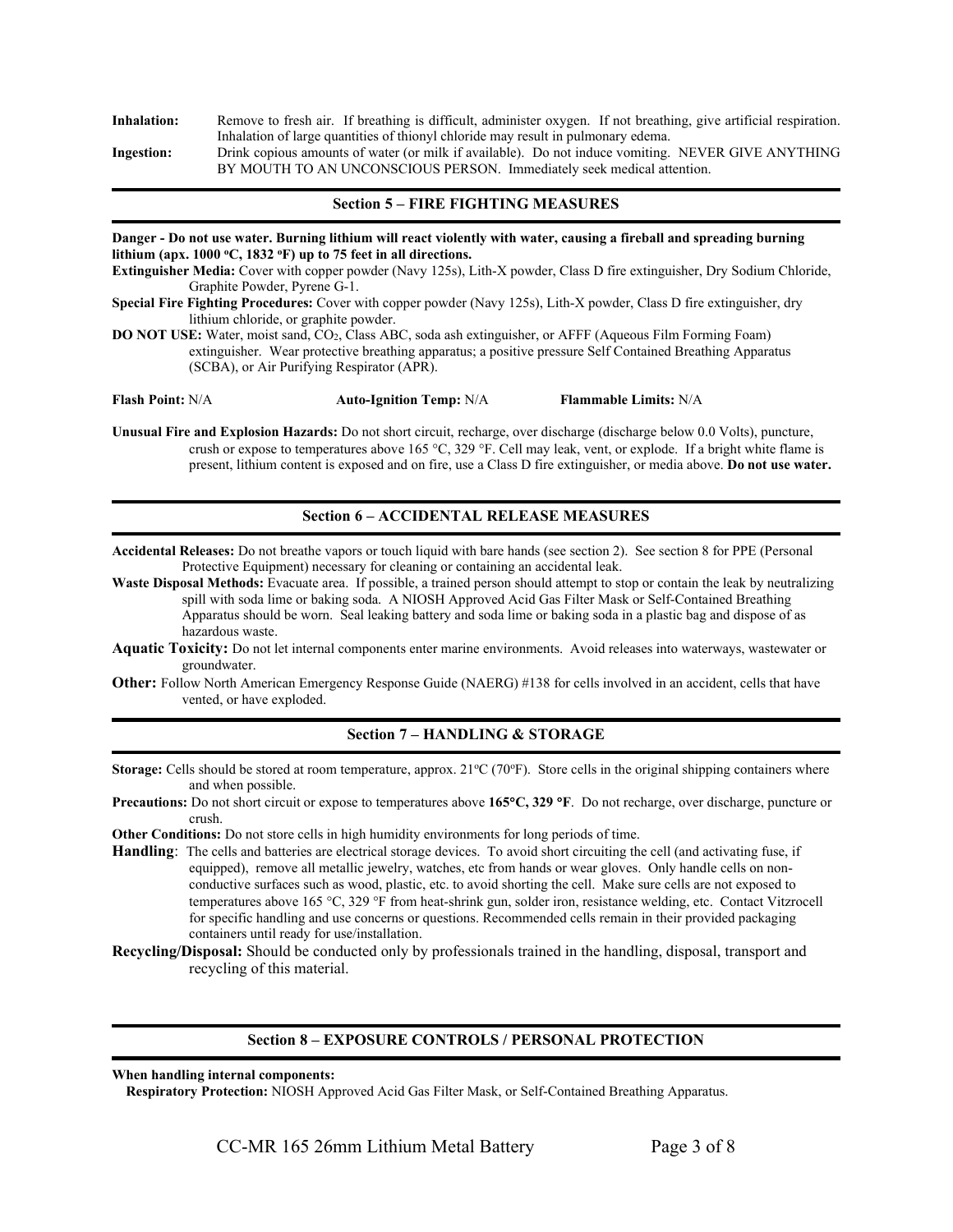**Inhalation:** Remove to fresh air. If breathing is difficult, administer oxygen. If not breathing, give artificial respiration. Inhalation of large quantities of thionyl chloride may result in pulmonary edema.

**Ingestion:** Drink copious amounts of water (or milk if available). Do not induce vomiting. NEVER GIVE ANYTHING BY MOUTH TO AN UNCONSCIOUS PERSON. Immediately seek medical attention.

## Section 5 – FIRE FIGHTING MEASURES

**Danger - Do not use water. Burning lithium will react violently with water, causing a fireball and spreading burning lithium (apx. 1000 ºC, 1832 ºF) up to 75 feet in all directions.**

**Extinguisher Media:** Cover with copper powder (Navy 125s), Lith-X powder, Class D fire extinguisher, Dry Sodium Chloride, Graphite Powder, Pyrene G-1.

**Special Fire Fighting Procedures:** Cover with copper powder (Navy 125s), Lith-X powder, Class D fire extinguisher, dry lithium chloride, or graphite powder.

**DO NOT USE:** Water, moist sand, $CO_2$, Class ABC, soda ash extinguisher, or AFFF (Aqueous Film Forming Foam) extinguisher. Wear protective breathing apparatus; a positive pressure Self Contained Breathing Apparatus (SCBA), or Air Purifying Respirator (APR).

**Flash Point:** N/A **Auto-Ignition Temp:** N/A **Flammable Limits:** N/A

**Unusual Fire and Explosion Hazards:** Do not short circuit, recharge, over discharge (discharge below 0.0 Volts), puncture, crush or expose to temperatures above 165 °C, 329 °F. Cell may leak, vent, or explode. If a bright white flame is present, lithium content is exposed and on fire, use a Class D fire extinguisher, or media above. **Do not use water.**

## Section 6 – ACCIDENTAL RELEASE MEASURES

**Accidental Releases:** Do not breathe vapors or touch liquid with bare hands (see section 2). See section 8 for PPE (Personal Protective Equipment) necessary for cleaning or containing an accidental leak.

**Waste Disposal Methods:** Evacuate area. If possible, a trained person should attempt to stop or contain the leak by neutralizing spill with soda lime or baking soda. A NIOSH Approved Acid Gas Filter Mask or Self-Contained Breathing Apparatus should be worn. Seal leaking battery and soda lime or baking soda in a plastic bag and dispose of as hazardous waste.

**Aquatic Toxicity:** Do not let internal components enter marine environments. Avoid releases into waterways, wastewater or groundwater.

**Other:** Follow North American Emergency Response Guide (NAERG) #138 for cells involved in an accident, cells that have vented, or have exploded.

## Section 7 – HANDLING & STORAGE

**Storage:** Cells should be stored at room temperature, approx. 21ºC (70ºF). Store cells in the original shipping containers where and when possible.

**Precautions:** Do not short circuit or expose to temperatures above **165°C, 329 °F**. Do not recharge, over discharge, puncture or crush.

**Other Conditions:** Do not store cells in high humidity environments for long periods of time.

**Handling**: The cells and batteries are electrical storage devices. To avoid short circuiting the cell (and activating fuse, if equipped), remove all metallic jewelry, watches, etc from hands or wear gloves. Only handle cells on non-conductive surfaces such as wood, plastic, etc. to avoid shorting the cell. Make sure cells are not exposed to temperatures above 165 °C, 329 °F from heat-shrink gun, solder iron, resistance welding, etc. Contact Vitzrocell for specific handling and use concerns or questions. Recommended cells remain in their provided packaging containers until ready for use/installation.

**Recycling/Disposal:** Should be conducted only by professionals trained in the handling, disposal, transport and recycling of this material.

## Section 8 – EXPOSURE CONTROLS / PERSONAL PROTECTION

**When handling internal components:**

**Respiratory Protection:** NIOSH Approved Acid Gas Filter Mask, or Self-Contained Breathing Apparatus.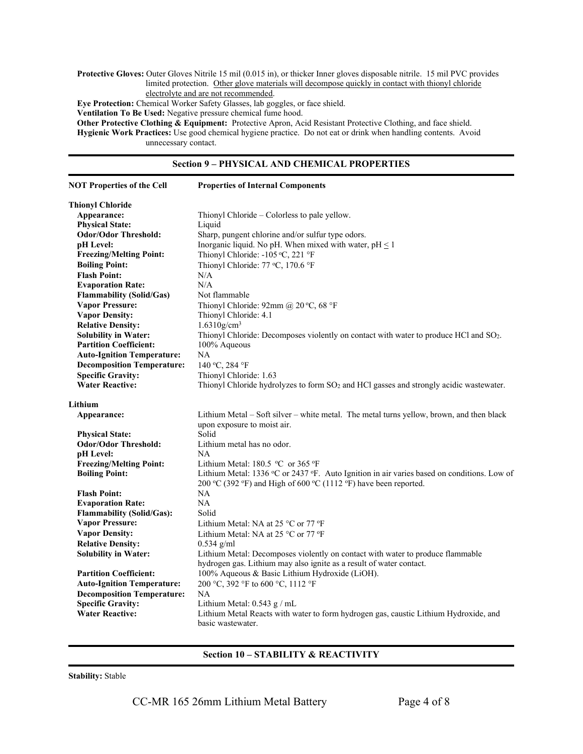**Protective Gloves:** Outer Gloves Nitrile 15 mil (0.015 in), or thicker Inner gloves disposable nitrile. 15 mil PVC provides limited protection. Other glove materials will decompose quickly in contact with thionyl chloride electrolyte and are not recommended.

**Eye Protection:** Chemical Worker Safety Glasses, lab goggles, or face shield.

**Ventilation To Be Used:** Negative pressure chemical fume hood.

**Other Protective Clothing & Equipment:** Protective Apron, Acid Resistant Protective Clothing, and face shield.

**Hygienic Work Practices:** Use good chemical hygiene practice. Do not eat or drink when handling contents. Avoid unnecessary contact.

## Section 9 – PHYSICAL AND CHEMICAL PROPERTIES

| NOT Properties of the Cell | Properties of Internal Components |
|---|---|
| **Thionyl Chloride** | |
| **Appearance:** | Thionyl Chloride – Colorless to pale yellow. |
| **Physical State:** | Liquid |
| **Odor/Odor Threshold:** | Sharp, pungent chlorine and/or sulfur type odors. |
| **pH Level:** | Inorganic liquid. No pH. When mixed with water, pH $\leq$ 1 |
| **Freezing/Melting Point:** | Thionyl Chloride: -105 °C, 221 °F |
| **Boiling Point:** | Thionyl Chloride: 77 °C, 170.6 °F |
| **Flash Point:** | N/A |
| **Evaporation Rate:** | N/A |
| **Flammability (Solid/Gas)** | Not flammable |
| **Vapor Pressure:** | Thionyl Chloride: 92mm @ 20 °C, 68 °F |
| **Vapor Density:** | Thionyl Chloride: 4.1 |
| **Relative Density:** | 1.6310g/cm$^3$ |
| **Solubility in Water:** | Thionyl Chloride: Decomposes violently on contact with water to produce HCl and $SO_2$. |
| **Partition Coefficient:** | 100% Aqueous |
| **Auto-Ignition Temperature:** | NA |
| **Decomposition Temperature:** | 140 °C, 284 °F |
| **Specific Gravity:** | Thionyl Chloride: 1.63 |
| **Water Reactive:** | Thionyl Chloride hydrolyzes to form $SO_2$ and HCl gasses and strongly acidic wastewater. |
| **Lithium** | |
| **Appearance:** | Lithium Metal – Soft silver – white metal. The metal turns yellow, brown, and then black upon exposure to moist air. |
| **Physical State:** | Solid |
| **Odor/Odor Threshold:** | Lithium metal has no odor. |
| **pH Level:** | NA |
| **Freezing/Melting Point:** | Lithium Metal: 180.5 °C or 365 °F |
| **Boiling Point:** | Lithium Metal: 1336 °C or 2437 °F. Auto Ignition in air varies based on conditions. Low of 200 °C (392 °F) and High of 600 °C (1112 °F) have been reported. |
| **Flash Point:** | NA |
| **Evaporation Rate:** | NA |
| **Flammability (Solid/Gas):** | Solid |
| **Vapor Pressure:** | Lithium Metal: NA at 25 °C or 77 °F |
| **Vapor Density:** | Lithium Metal: NA at 25 °C or 77 °F |
| **Relative Density:** | 0.534 g/ml |
| **Solubility in Water:** | Lithium Metal: Decomposes violently on contact with water to produce flammable hydrogen gas. Lithium may also ignite as a result of water contact. |
| **Partition Coefficient:** | 100% Aqueous & Basic Lithium Hydroxide (LiOH). |
| **Auto-Ignition Temperature:** | 200 °C, 392 °F to 600 °C, 1112 °F |
| **Decomposition Temperature:** | NA |
| **Specific Gravity:** | Lithium Metal: 0.543 g / mL |
| **Water Reactive:** | Lithium Metal Reacts with water to form hydrogen gas, caustic Lithium Hydroxide, and basic wastewater. |

## Section 10 – STABILITY & REACTIVITY

**Stability:** Stable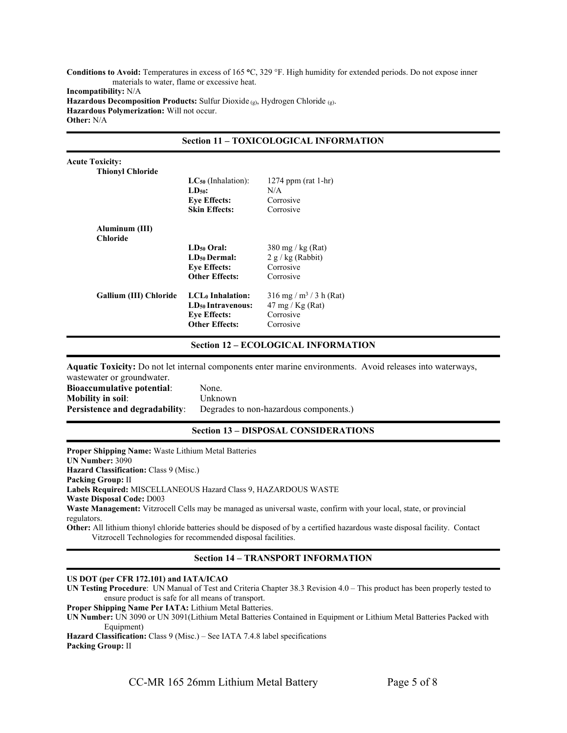**Conditions to Avoid:** Temperatures in excess of 165 °C, 329 °F. High humidity for extended periods. Do not expose inner materials to water, flame or excessive heat.

**Incompatibility:** N/A

**Hazardous Decomposition Products:** Sulfur Dioxide $_{(g)}$, Hydrogen Chloride $_{(g)}$.

**Hazardous Polymerization:** Will not occur.

**Other:** N/A

## Section 11 – TOXICOLOGICAL INFORMATION

**Acute Toxicity:**

| Substance | Property | Value |
|---|---|---|
| **Thionyl Chloride** | **$LC_{50}$** (Inhalation): | 1274 ppm (rat 1-hr) |
| | **$LD_{50}$:** | N/A |
| | **Eye Effects:** | Corrosive |
| | **Skin Effects:** | Corrosive |
| **Aluminum (III) Chloride** | **$LD_{50}$ Oral:** | 380 mg / kg (Rat) |
| | **$LD_{50}$ Dermal:** | 2 g / kg (Rabbit) |
| | **Eye Effects:** | Corrosive |
| | **Other Effects:** | Corrosive |
| **Gallium (III) Chloride** | **$LCL_0$ Inhalation:** | 316 mg / $m^3$ / 3 h (Rat) |
| | **$LD_{50}$ Intravenous:** | 47 mg / Kg (Rat) |
| | **Eye Effects:** | Corrosive |
| | **Other Effects:** | Corrosive |

## Section 12 – ECOLOGICAL INFORMATION

**Aquatic Toxicity:** Do not let internal components enter marine environments. Avoid releases into waterways, wastewater or groundwater.

**Bioaccumulative potential**: None.

**Mobility in soil**: Unknown

**Persistence and degradability**: Degrades to non-hazardous components.)

## Section 13 – DISPOSAL CONSIDERATIONS

**Proper Shipping Name:** Waste Lithium Metal Batteries

**UN Number:** 3090

**Hazard Classification:** Class 9 (Misc.)

**Packing Group:** II

**Labels Required:** MISCELLANEOUS Hazard Class 9, HAZARDOUS WASTE

**Waste Disposal Code:** D003

**Waste Management:** Vitzrocell Cells may be managed as universal waste, confirm with your local, state, or provincial regulators.

**Other:** All lithium thionyl chloride batteries should be disposed of by a certified hazardous waste disposal facility. Contact Vitzrocell Technologies for recommended disposal facilities.

## Section 14 – TRANSPORT INFORMATION

**US DOT (per CFR 172.101) and IATA/ICAO**

**UN Testing Procedure**: UN Manual of Test and Criteria Chapter 38.3 Revision 4.0 – This product has been properly tested to ensure product is safe for all means of transport.

**Proper Shipping Name Per IATA:** Lithium Metal Batteries.

**UN Number:** UN 3090 or UN 3091(Lithium Metal Batteries Contained in Equipment or Lithium Metal Batteries Packed with Equipment)

**Hazard Classification:** Class 9 (Misc.) – See IATA 7.4.8 label specifications

**Packing Group:** II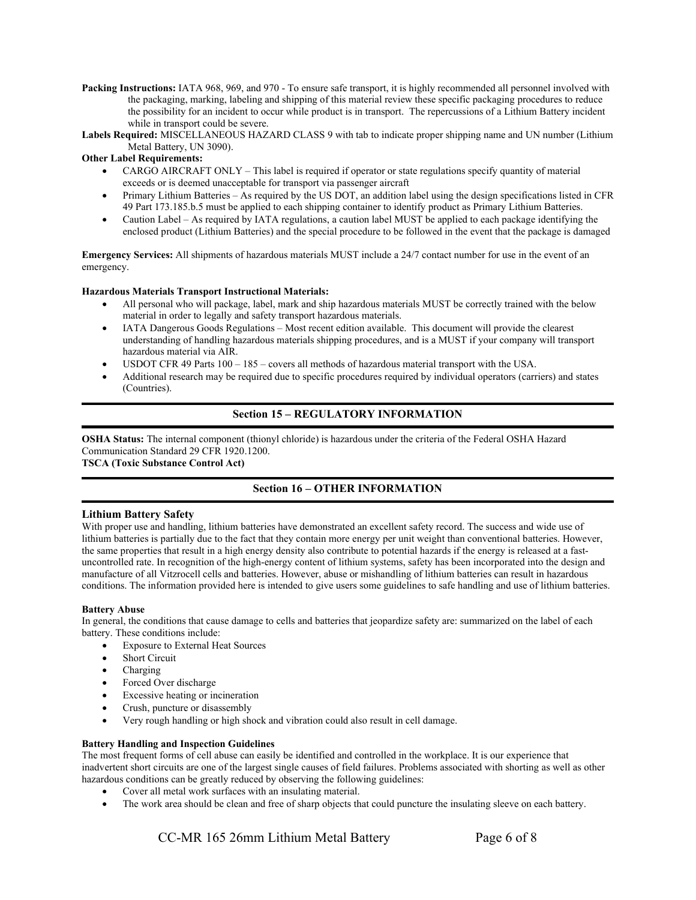**Packing Instructions:** IATA 968, 969, and 970 - To ensure safe transport, it is highly recommended all personnel involved with the packaging, marking, labeling and shipping of this material review these specific packaging procedures to reduce the possibility for an incident to occur while product is in transport. The repercussions of a Lithium Battery incident while in transport could be severe.

**Labels Required:** MISCELLANEOUS HAZARD CLASS 9 with tab to indicate proper shipping name and UN number (Lithium Metal Battery, UN 3090).

**Other Label Requirements:**

- CARGO AIRCRAFT ONLY – This label is required if operator or state regulations specify quantity of material exceeds or is deemed unacceptable for transport via passenger aircraft
- Primary Lithium Batteries – As required by the US DOT, an addition label using the design specifications listed in CFR 49 Part 173.185.b.5 must be applied to each shipping container to identify product as Primary Lithium Batteries.
- Caution Label – As required by IATA regulations, a caution label MUST be applied to each package identifying the enclosed product (Lithium Batteries) and the special procedure to be followed in the event that the package is damaged

**Emergency Services:** All shipments of hazardous materials MUST include a 24/7 contact number for use in the event of an emergency.

**Hazardous Materials Transport Instructional Materials:**

- All personal who will package, label, mark and ship hazardous materials MUST be correctly trained with the below material in order to legally and safety transport hazardous materials.
- IATA Dangerous Goods Regulations – Most recent edition available. This document will provide the clearest understanding of handling hazardous materials shipping procedures, and is a MUST if your company will transport hazardous material via AIR.
- USDOT CFR 49 Parts 100 – 185 – covers all methods of hazardous material transport with the USA.
- Additional research may be required due to specific procedures required by individual operators (carriers) and states (Countries).

## Section 15 – REGULATORY INFORMATION

**OSHA Status:** The internal component (thionyl chloride) is hazardous under the criteria of the Federal OSHA Hazard Communication Standard 29 CFR 1920.1200.

**TSCA (Toxic Substance Control Act)**

## Section 16 – OTHER INFORMATION

### Lithium Battery Safety

With proper use and handling, lithium batteries have demonstrated an excellent safety record. The success and wide use of lithium batteries is partially due to the fact that they contain more energy per unit weight than conventional batteries. However, the same properties that result in a high energy density also contribute to potential hazards if the energy is released at a fast-uncontrolled rate. In recognition of the high-energy content of lithium systems, safety has been incorporated into the design and manufacture of all Vitzrocell cells and batteries. However, abuse or mishandling of lithium batteries can result in hazardous conditions. The information provided here is intended to give users some guidelines to safe handling and use of lithium batteries.

**Battery Abuse**

In general, the conditions that cause damage to cells and batteries that jeopardize safety are: summarized on the label of each battery. These conditions include:

- Exposure to External Heat Sources
- Short Circuit
- Charging
- Forced Over discharge
- Excessive heating or incineration
- Crush, puncture or disassembly
- Very rough handling or high shock and vibration could also result in cell damage.

**Battery Handling and Inspection Guidelines**

The most frequent forms of cell abuse can easily be identified and controlled in the workplace. It is our experience that inadvertent short circuits are one of the largest single causes of field failures. Problems associated with shorting as well as other hazardous conditions can be greatly reduced by observing the following guidelines:

- Cover all metal work surfaces with an insulating material.
- The work area should be clean and free of sharp objects that could puncture the insulating sleeve on each battery.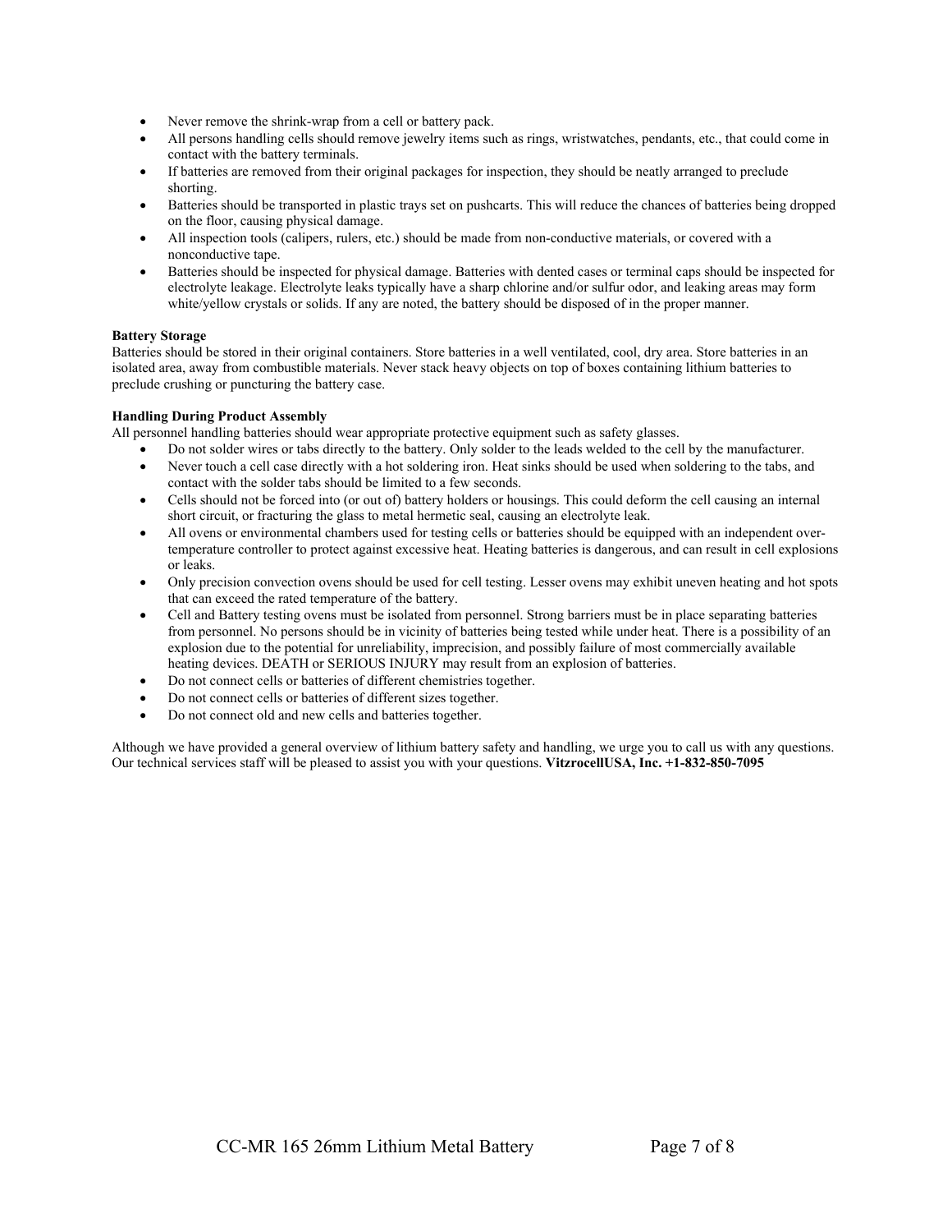- Never remove the shrink-wrap from a cell or battery pack.
- All persons handling cells should remove jewelry items such as rings, wristwatches, pendants, etc., that could come in contact with the battery terminals.
- If batteries are removed from their original packages for inspection, they should be neatly arranged to preclude shorting.
- Batteries should be transported in plastic trays set on pushcarts. This will reduce the chances of batteries being dropped on the floor, causing physical damage.
- All inspection tools (calipers, rulers, etc.) should be made from non-conductive materials, or covered with a nonconductive tape.
- Batteries should be inspected for physical damage. Batteries with dented cases or terminal caps should be inspected for electrolyte leakage. Electrolyte leaks typically have a sharp chlorine and/or sulfur odor, and leaking areas may form white/yellow crystals or solids. If any are noted, the battery should be disposed of in the proper manner.

**Battery Storage**

Batteries should be stored in their original containers. Store batteries in a well ventilated, cool, dry area. Store batteries in an isolated area, away from combustible materials. Never stack heavy objects on top of boxes containing lithium batteries to preclude crushing or puncturing the battery case.

**Handling During Product Assembly**

All personnel handling batteries should wear appropriate protective equipment such as safety glasses.

- Do not solder wires or tabs directly to the battery. Only solder to the leads welded to the cell by the manufacturer.
- Never touch a cell case directly with a hot soldering iron. Heat sinks should be used when soldering to the tabs, and contact with the solder tabs should be limited to a few seconds.
- Cells should not be forced into (or out of) battery holders or housings. This could deform the cell causing an internal short circuit, or fracturing the glass to metal hermetic seal, causing an electrolyte leak.
- All ovens or environmental chambers used for testing cells or batteries should be equipped with an independent over-temperature controller to protect against excessive heat. Heating batteries is dangerous, and can result in cell explosions or leaks.
- Only precision convection ovens should be used for cell testing. Lesser ovens may exhibit uneven heating and hot spots that can exceed the rated temperature of the battery.
- Cell and Battery testing ovens must be isolated from personnel. Strong barriers must be in place separating batteries from personnel. No persons should be in vicinity of batteries being tested while under heat. There is a possibility of an explosion due to the potential for unreliability, imprecision, and possibly failure of most commercially available heating devices. DEATH or SERIOUS INJURY may result from an explosion of batteries.
- Do not connect cells or batteries of different chemistries together.
- Do not connect cells or batteries of different sizes together.
- Do not connect old and new cells and batteries together.

Although we have provided a general overview of lithium battery safety and handling, we urge you to call us with any questions. Our technical services staff will be pleased to assist you with your questions. **VitzrocellUSA, Inc. +1-832-850-7095**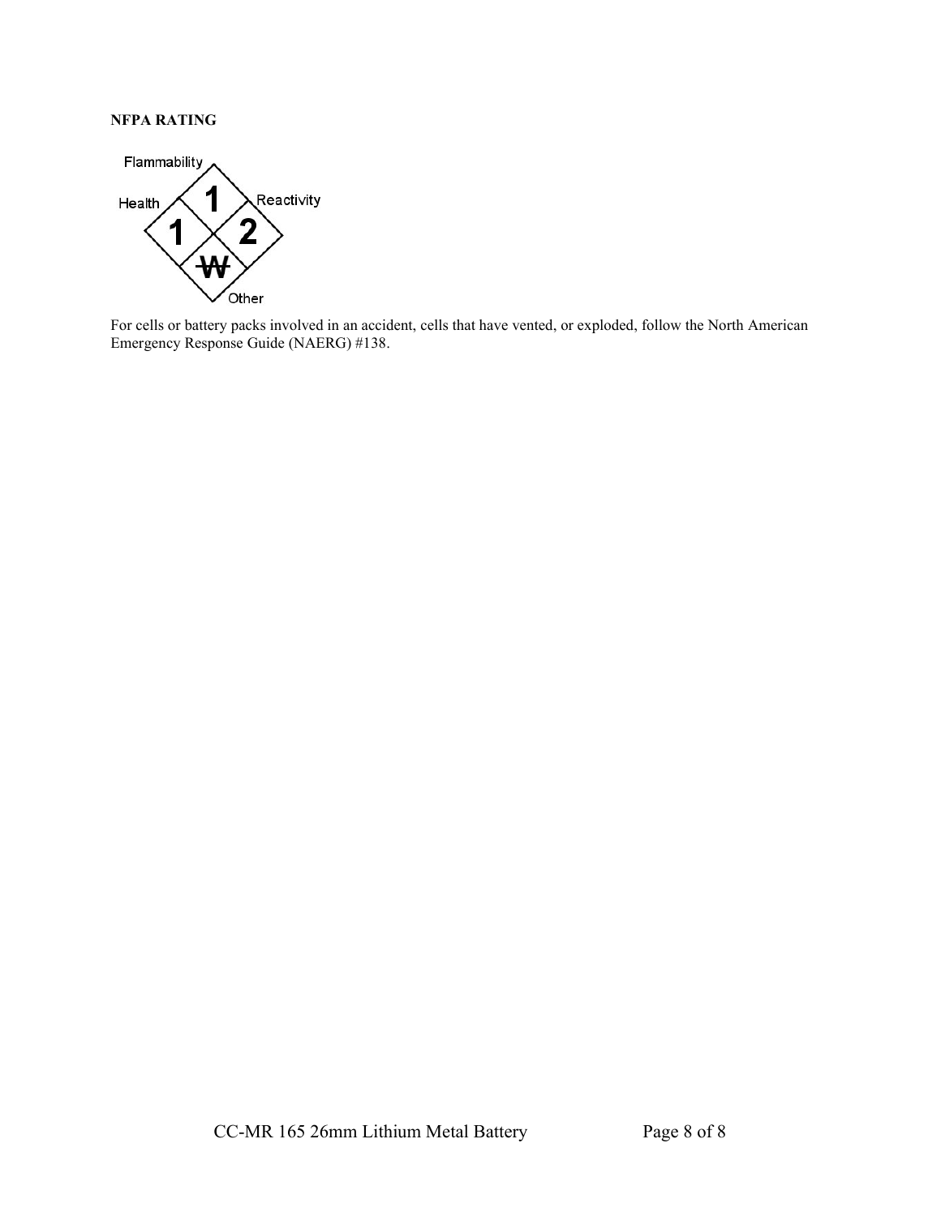**NFPA RATING**

Flammability

Health

Reactivity

Other

1

1

2

W

For cells or battery packs involved in an accident, cells that have vented, or exploded, follow the North American Emergency Response Guide (NAERG) #138.